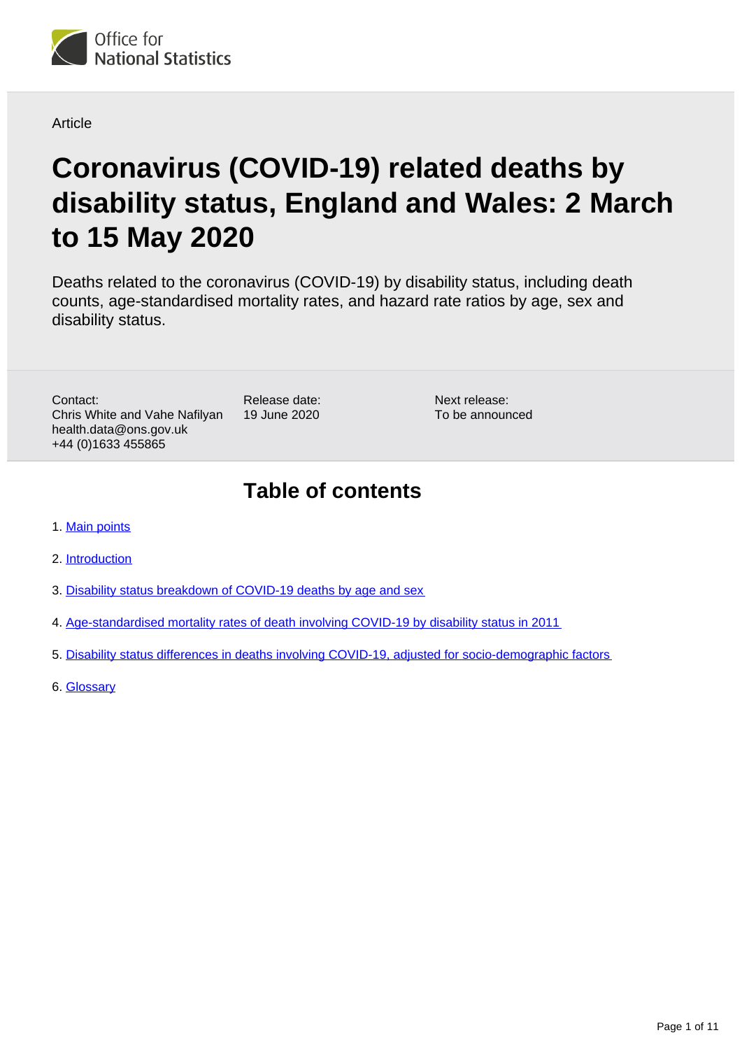Office for National Statistics

Article

# Coronavirus (COVID-19) related deaths by disability status, England and Wales: 2 March to 15 May 2020

Deaths related to the coronavirus (COVID-19) by disability status, including death counts, age-standardised mortality rates, and hazard rate ratios by age, sex and disability status.

Contact:
Chris White and Vahe Nafilyan
health.data@ons.gov.uk
+44 (0)1633 455865

Release date:
19 June 2020

Next release:
To be announced

## Table of contents

1. Main points
2. Introduction
3. Disability status breakdown of COVID-19 deaths by age and sex
4. Age-standardised mortality rates of death involving COVID-19 by disability status in 2011
5. Disability status differences in deaths involving COVID-19, adjusted for socio-demographic factors
6. Glossary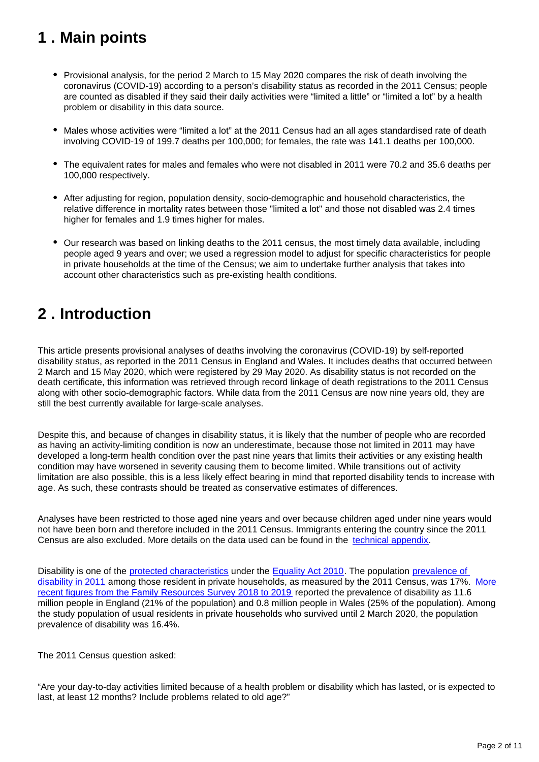## 1 . Main points

- Provisional analysis, for the period 2 March to 15 May 2020 compares the risk of death involving the coronavirus (COVID-19) according to a person's disability status as recorded in the 2011 Census; people are counted as disabled if they said their daily activities were "limited a little" or "limited a lot" by a health problem or disability in this data source.
- Males whose activities were "limited a lot" at the 2011 Census had an all ages standardised rate of death involving COVID-19 of 199.7 deaths per 100,000; for females, the rate was 141.1 deaths per 100,000.
- The equivalent rates for males and females who were not disabled in 2011 were 70.2 and 35.6 deaths per 100,000 respectively.
- After adjusting for region, population density, socio-demographic and household characteristics, the relative difference in mortality rates between those "limited a lot" and those not disabled was 2.4 times higher for females and 1.9 times higher for males.
- Our research was based on linking deaths to the 2011 census, the most timely data available, including people aged 9 years and over; we used a regression model to adjust for specific characteristics for people in private households at the time of the Census; we aim to undertake further analysis that takes into account other characteristics such as pre-existing health conditions.

## 2 . Introduction

This article presents provisional analyses of deaths involving the coronavirus (COVID-19) by self-reported disability status, as reported in the 2011 Census in England and Wales. It includes deaths that occurred between 2 March and 15 May 2020, which were registered by 29 May 2020. As disability status is not recorded on the death certificate, this information was retrieved through record linkage of death registrations to the 2011 Census along with other socio-demographic factors. While data from the 2011 Census are now nine years old, they are still the best currently available for large-scale analyses.

Despite this, and because of changes in disability status, it is likely that the number of people who are recorded as having an activity-limiting condition is now an underestimate, because those not limited in 2011 may have developed a long-term health condition over the past nine years that limits their activities or any existing health condition may have worsened in severity causing them to become limited. While transitions out of activity limitation are also possible, this is a less likely effect bearing in mind that reported disability tends to increase with age. As such, these contrasts should be treated as conservative estimates of differences.

Analyses have been restricted to those aged nine years and over because children aged under nine years would not have been born and therefore included in the 2011 Census. Immigrants entering the country since the 2011 Census are also excluded. More details on the data used can be found in the technical appendix.

Disability is one of the protected characteristics under the Equality Act 2010. The population prevalence of disability in 2011 among those resident in private households, as measured by the 2011 Census, was 17%. More recent figures from the Family Resources Survey 2018 to 2019 reported the prevalence of disability as 11.6 million people in England (21% of the population) and 0.8 million people in Wales (25% of the population). Among the study population of usual residents in private households who survived until 2 March 2020, the population prevalence of disability was 16.4%.

The 2011 Census question asked:

"Are your day-to-day activities limited because of a health problem or disability which has lasted, or is expected to last, at least 12 months? Include problems related to old age?"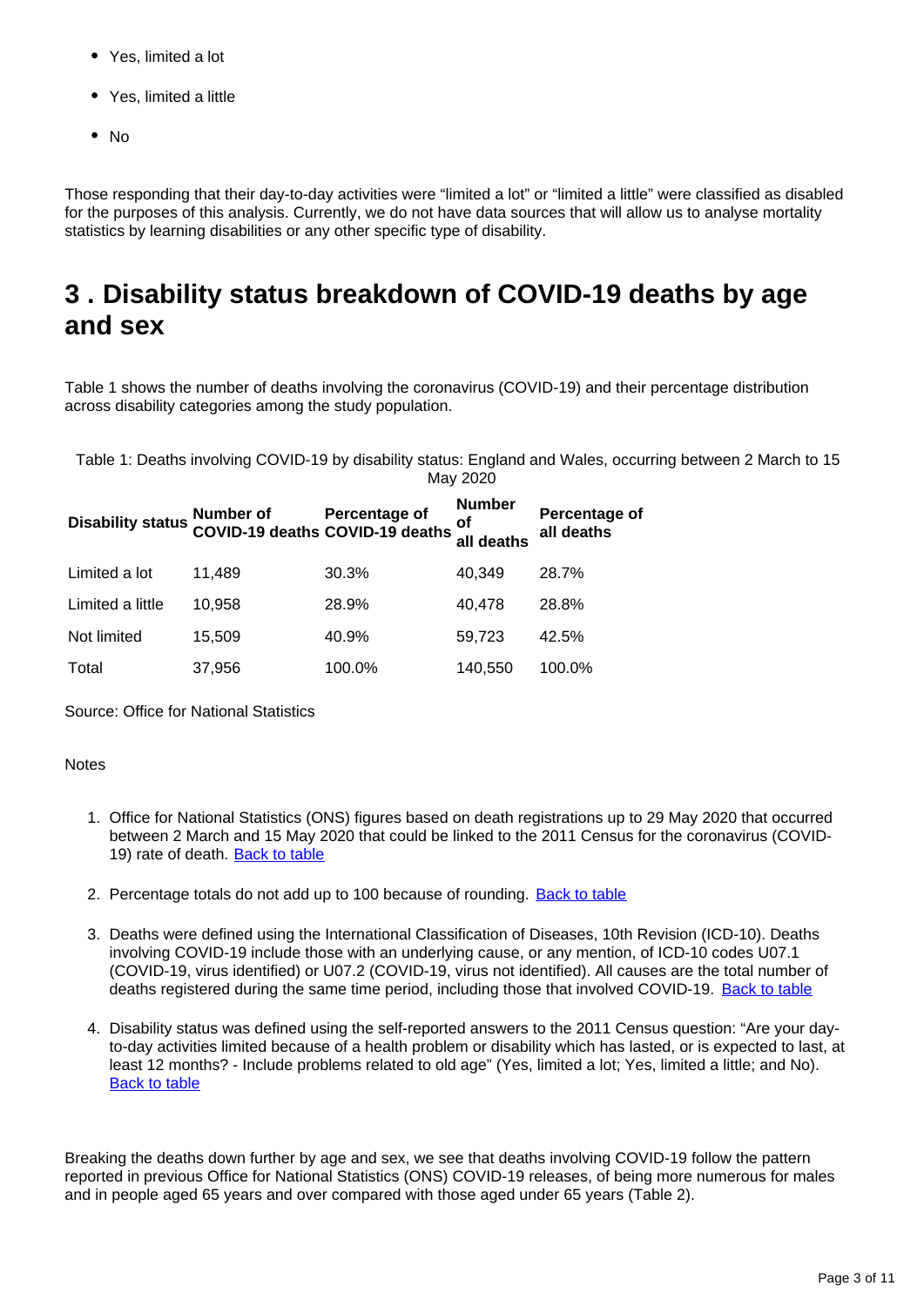- Yes, limited a lot
- Yes, limited a little
- No

Those responding that their day-to-day activities were "limited a lot" or "limited a little" were classified as disabled for the purposes of this analysis. Currently, we do not have data sources that will allow us to analyse mortality statistics by learning disabilities or any other specific type of disability.

## 3 . Disability status breakdown of COVID-19 deaths by age and sex

Table 1 shows the number of deaths involving the coronavirus (COVID-19) and their percentage distribution across disability categories among the study population.

Table 1: Deaths involving COVID-19 by disability status: England and Wales, occurring between 2 March to 15 May 2020

| Disability status | Number of COVID-19 deaths | Percentage of COVID-19 deaths | Number of all deaths | Percentage of all deaths |
|---|---|---|---|---|
| Limited a lot | 11,489 | 30.3% | 40,349 | 28.7% |
| Limited a little | 10,958 | 28.9% | 40,478 | 28.8% |
| Not limited | 15,509 | 40.9% | 59,723 | 42.5% |
| Total | 37,956 | 100.0% | 140,550 | 100.0% |

Source: Office for National Statistics

Notes

1. Office for National Statistics (ONS) figures based on death registrations up to 29 May 2020 that occurred between 2 March and 15 May 2020 that could be linked to the 2011 Census for the coronavirus (COVID-19) rate of death. Back to table
2. Percentage totals do not add up to 100 because of rounding. Back to table
3. Deaths were defined using the International Classification of Diseases, 10th Revision (ICD-10). Deaths involving COVID-19 include those with an underlying cause, or any mention, of ICD-10 codes U07.1 (COVID-19, virus identified) or U07.2 (COVID-19, virus not identified). All causes are the total number of deaths registered during the same time period, including those that involved COVID-19. Back to table
4. Disability status was defined using the self-reported answers to the 2011 Census question: "Are your day-to-day activities limited because of a health problem or disability which has lasted, or is expected to last, at least 12 months? - Include problems related to old age" (Yes, limited a lot; Yes, limited a little; and No). Back to table

Breaking the deaths down further by age and sex, we see that deaths involving COVID-19 follow the pattern reported in previous Office for National Statistics (ONS) COVID-19 releases, of being more numerous for males and in people aged 65 years and over compared with those aged under 65 years (Table 2).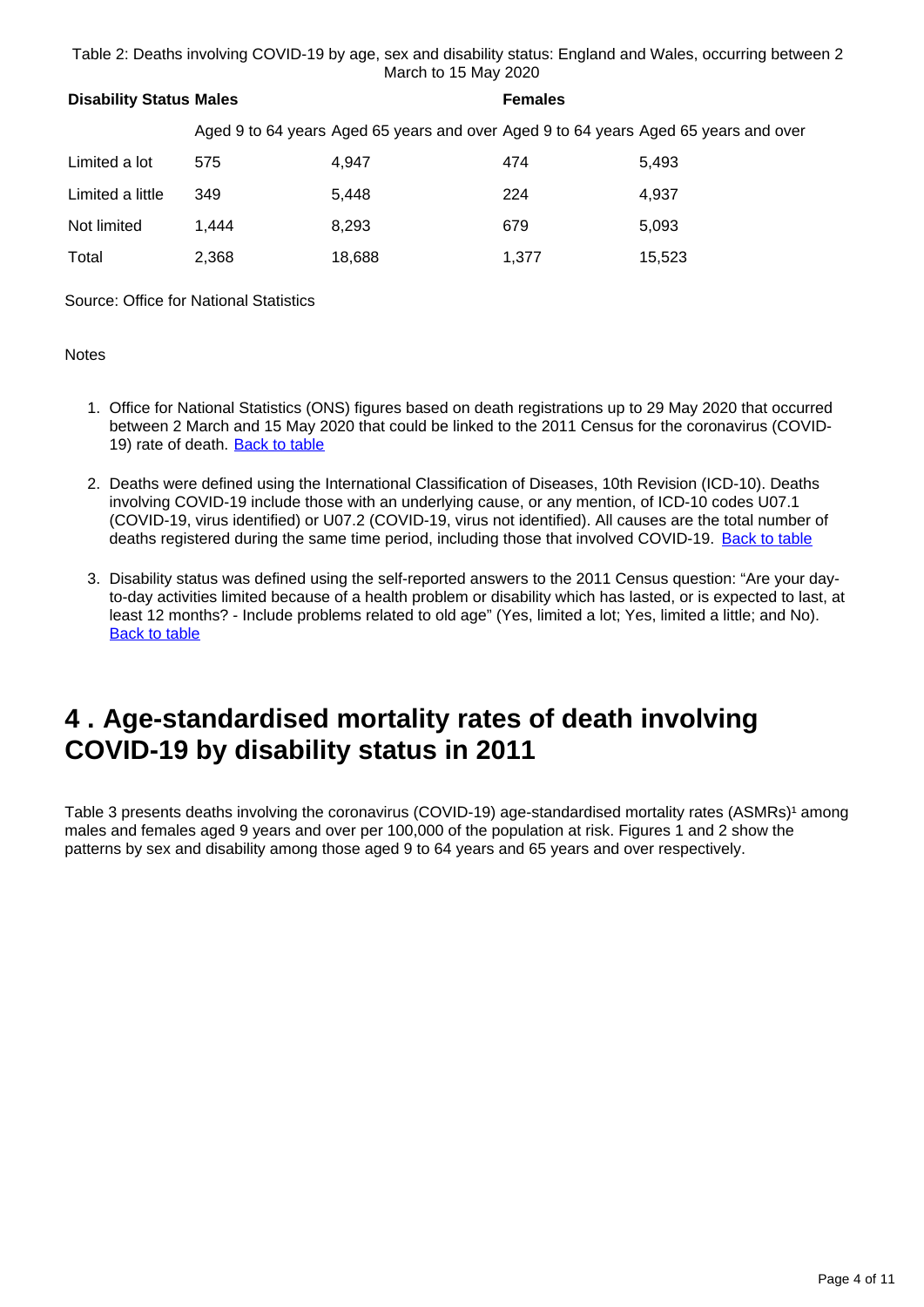Table 2: Deaths involving COVID-19 by age, sex and disability status: England and Wales, occurring between 2 March to 15 May 2020

| Disability Status | Males | | Females | |
| --- | --- | --- | --- | --- |
| | Aged 9 to 64 years | Aged 65 years and over | Aged 9 to 64 years | Aged 65 years and over |
| Limited a lot | 575 | 4,947 | 474 | 5,493 |
| Limited a little | 349 | 5,448 | 224 | 4,937 |
| Not limited | 1,444 | 8,293 | 679 | 5,093 |
| Total | 2,368 | 18,688 | 1,377 | 15,523 |

Source: Office for National Statistics

Notes

1. Office for National Statistics (ONS) figures based on death registrations up to 29 May 2020 that occurred between 2 March and 15 May 2020 that could be linked to the 2011 Census for the coronavirus (COVID-19) rate of death. Back to table
2. Deaths were defined using the International Classification of Diseases, 10th Revision (ICD-10). Deaths involving COVID-19 include those with an underlying cause, or any mention, of ICD-10 codes U07.1 (COVID-19, virus identified) or U07.2 (COVID-19, virus not identified). All causes are the total number of deaths registered during the same time period, including those that involved COVID-19. Back to table
3. Disability status was defined using the self-reported answers to the 2011 Census question: "Are your day-to-day activities limited because of a health problem or disability which has lasted, or is expected to last, at least 12 months? - Include problems related to old age" (Yes, limited a lot; Yes, limited a little; and No). Back to table

## 4 . Age-standardised mortality rates of death involving COVID-19 by disability status in 2011

Table 3 presents deaths involving the coronavirus (COVID-19) age-standardised mortality rates (ASMRs)[1] among males and females aged 9 years and over per 100,000 of the population at risk. Figures 1 and 2 show the patterns by sex and disability among those aged 9 to 64 years and 65 years and over respectively.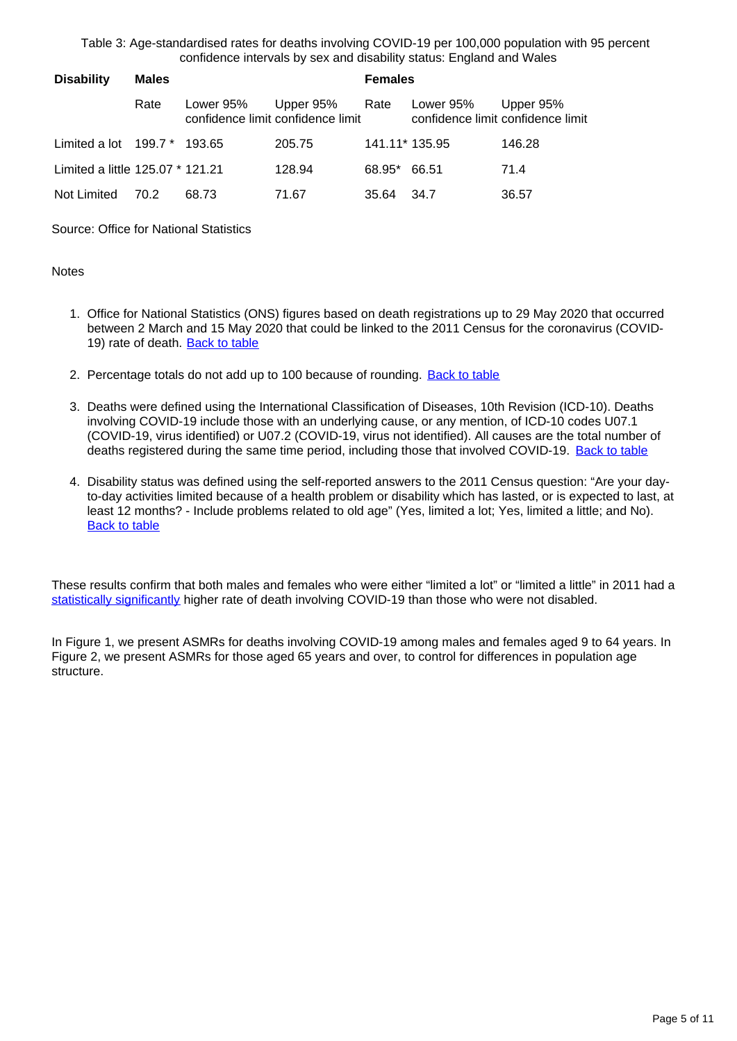Table 3: Age-standardised rates for deaths involving COVID-19 per 100,000 population with 95 percent confidence intervals by sex and disability status: England and Wales

| Disability | Males | | | Females | | |
|---|---|---|---|---|---|---|
| | Rate | Lower 95% confidence limit | Upper 95% confidence limit | Rate | Lower 95% confidence limit | Upper 95% confidence limit |
| Limited a lot | 199.7 * | 193.65 | 205.75 | 141.11* | 135.95 | 146.28 |
| Limited a little | 125.07 * | 121.21 | 128.94 | 68.95* | 66.51 | 71.4 |
| Not Limited | 70.2 | 68.73 | 71.67 | 35.64 | 34.7 | 36.57 |

Source: Office for National Statistics

Notes

1. Office for National Statistics (ONS) figures based on death registrations up to 29 May 2020 that occurred between 2 March and 15 May 2020 that could be linked to the 2011 Census for the coronavirus (COVID-19) rate of death. Back to table

2. Percentage totals do not add up to 100 because of rounding. Back to table

3. Deaths were defined using the International Classification of Diseases, 10th Revision (ICD-10). Deaths involving COVID-19 include those with an underlying cause, or any mention, of ICD-10 codes U07.1 (COVID-19, virus identified) or U07.2 (COVID-19, virus not identified). All causes are the total number of deaths registered during the same time period, including those that involved COVID-19. Back to table

4. Disability status was defined using the self-reported answers to the 2011 Census question: "Are your day-to-day activities limited because of a health problem or disability which has lasted, or is expected to last, at least 12 months? - Include problems related to old age" (Yes, limited a lot; Yes, limited a little; and No). Back to table

These results confirm that both males and females who were either "limited a lot" or "limited a little" in 2011 had a statistically significantly higher rate of death involving COVID-19 than those who were not disabled.

In Figure 1, we present ASMRs for deaths involving COVID-19 among males and females aged 9 to 64 years. In Figure 2, we present ASMRs for those aged 65 years and over, to control for differences in population age structure.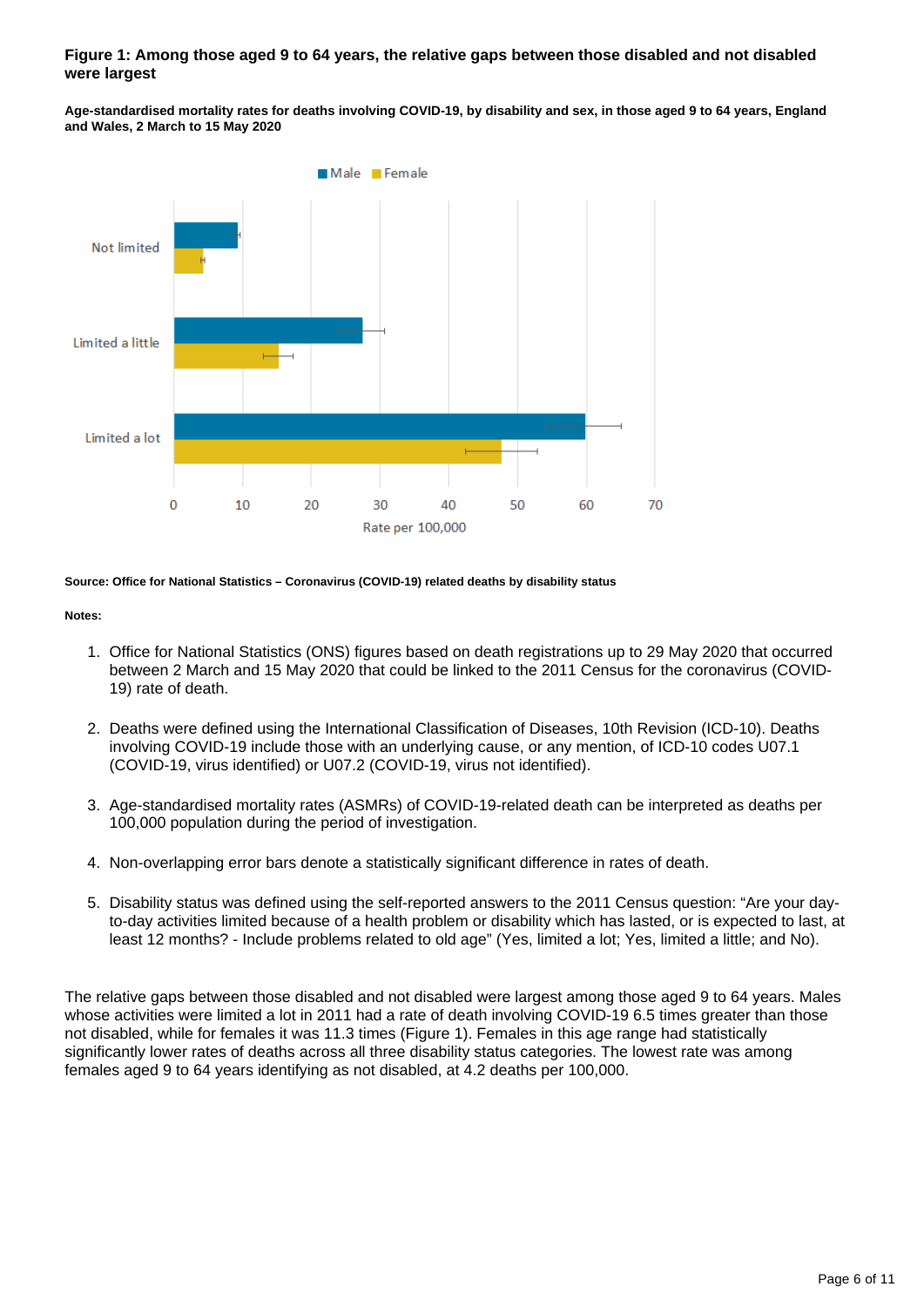**Figure 1: Among those aged 9 to 64 years, the relative gaps between those disabled and not disabled were largest**

**Age-standardised mortality rates for deaths involving COVID-19, by disability and sex, in those aged 9 to 64 years, England and Wales, 2 March to 15 May 2020**

Male
Female

Not limited
Limited a little
Limited a lot

0
10
20
30
40
50
60
70

Rate per 100,000

**Source: Office for National Statistics – Coronavirus (COVID-19) related deaths by disability status**

**Notes:**

1. Office for National Statistics (ONS) figures based on death registrations up to 29 May 2020 that occurred between 2 March and 15 May 2020 that could be linked to the 2011 Census for the coronavirus (COVID-19) rate of death.
2. Deaths were defined using the International Classification of Diseases, 10th Revision (ICD-10). Deaths involving COVID-19 include those with an underlying cause, or any mention, of ICD-10 codes U07.1 (COVID-19, virus identified) or U07.2 (COVID-19, virus not identified).
3. Age-standardised mortality rates (ASMRs) of COVID-19-related death can be interpreted as deaths per 100,000 population during the period of investigation.
4. Non-overlapping error bars denote a statistically significant difference in rates of death.
5. Disability status was defined using the self-reported answers to the 2011 Census question: “Are your day-to-day activities limited because of a health problem or disability which has lasted, or is expected to last, at least 12 months? - Include problems related to old age” (Yes, limited a lot; Yes, limited a little; and No).

The relative gaps between those disabled and not disabled were largest among those aged 9 to 64 years. Males whose activities were limited a lot in 2011 had a rate of death involving COVID-19 6.5 times greater than those not disabled, while for females it was 11.3 times (Figure 1). Females in this age range had statistically significantly lower rates of deaths across all three disability status categories. The lowest rate was among females aged 9 to 64 years identifying as not disabled, at 4.2 deaths per 100,000.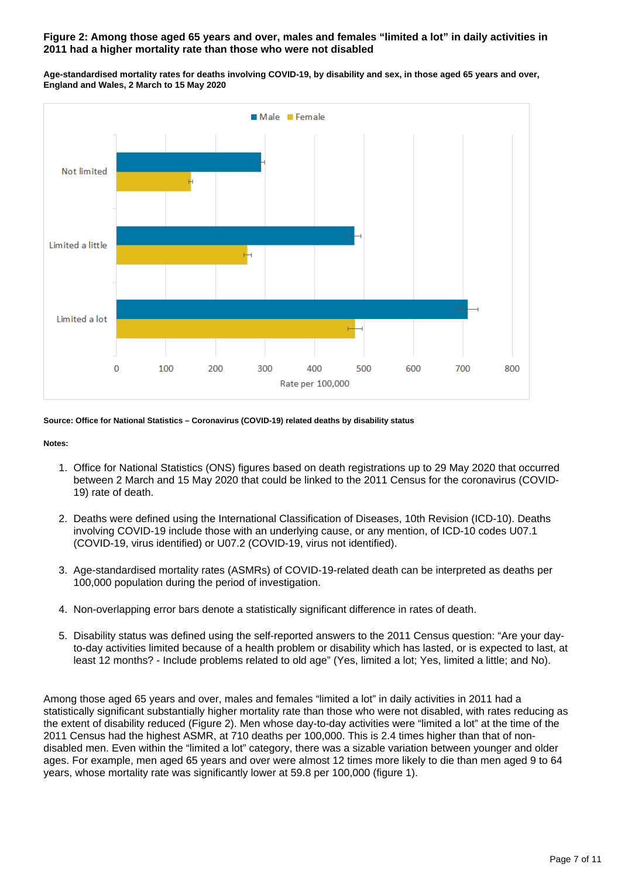### Figure 2: Among those aged 65 years and over, males and females "limited a lot" in daily activities in 2011 had a higher mortality rate than those who were not disabled

**Age-standardised mortality rates for deaths involving COVID-19, by disability and sex, in those aged 65 years and over, England and Wales, 2 March to 15 May 2020**

Male
Female

Not limited
Limited a little
Limited a lot

0
100
200
300
400
500
600
700
800

Rate per 100,000

**Source: Office for National Statistics – Coronavirus (COVID-19) related deaths by disability status**

**Notes:**

1. Office for National Statistics (ONS) figures based on death registrations up to 29 May 2020 that occurred between 2 March and 15 May 2020 that could be linked to the 2011 Census for the coronavirus (COVID-19) rate of death.
2. Deaths were defined using the International Classification of Diseases, 10th Revision (ICD-10). Deaths involving COVID-19 include those with an underlying cause, or any mention, of ICD-10 codes U07.1 (COVID-19, virus identified) or U07.2 (COVID-19, virus not identified).
3. Age-standardised mortality rates (ASMRs) of COVID-19-related death can be interpreted as deaths per 100,000 population during the period of investigation.
4. Non-overlapping error bars denote a statistically significant difference in rates of death.
5. Disability status was defined using the self-reported answers to the 2011 Census question: "Are your day-to-day activities limited because of a health problem or disability which has lasted, or is expected to last, at least 12 months? - Include problems related to old age" (Yes, limited a lot; Yes, limited a little; and No).

Among those aged 65 years and over, males and females "limited a lot" in daily activities in 2011 had a statistically significant substantially higher mortality rate than those who were not disabled, with rates reducing as the extent of disability reduced (Figure 2). Men whose day-to-day activities were "limited a lot" at the time of the 2011 Census had the highest ASMR, at 710 deaths per 100,000. This is 2.4 times higher than that of non-disabled men. Even within the "limited a lot" category, there was a sizable variation between younger and older ages. For example, men aged 65 years and over were almost 12 times more likely to die than men aged 9 to 64 years, whose mortality rate was significantly lower at 59.8 per 100,000 (figure 1).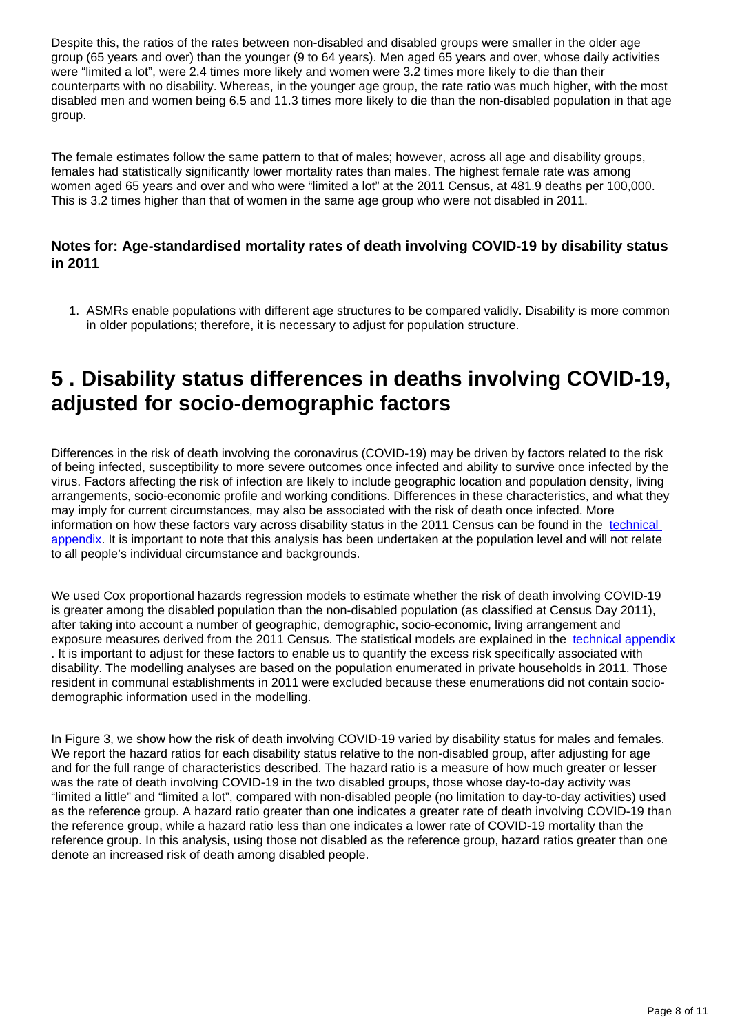Despite this, the ratios of the rates between non-disabled and disabled groups were smaller in the older age group (65 years and over) than the younger (9 to 64 years). Men aged 65 years and over, whose daily activities were "limited a lot", were 2.4 times more likely and women were 3.2 times more likely to die than their counterparts with no disability. Whereas, in the younger age group, the rate ratio was much higher, with the most disabled men and women being 6.5 and 11.3 times more likely to die than the non-disabled population in that age group.

The female estimates follow the same pattern to that of males; however, across all age and disability groups, females had statistically significantly lower mortality rates than males. The highest female rate was among women aged 65 years and over and who were "limited a lot" at the 2011 Census, at 481.9 deaths per 100,000. This is 3.2 times higher than that of women in the same age group who were not disabled in 2011.

### Notes for: Age-standardised mortality rates of death involving COVID-19 by disability status in 2011

1. ASMRs enable populations with different age structures to be compared validly. Disability is more common in older populations; therefore, it is necessary to adjust for population structure.

## 5 . Disability status differences in deaths involving COVID-19, adjusted for socio-demographic factors

Differences in the risk of death involving the coronavirus (COVID-19) may be driven by factors related to the risk of being infected, susceptibility to more severe outcomes once infected and ability to survive once infected by the virus. Factors affecting the risk of infection are likely to include geographic location and population density, living arrangements, socio-economic profile and working conditions. Differences in these characteristics, and what they may imply for current circumstances, may also be associated with the risk of death once infected. More information on how these factors vary across disability status in the 2011 Census can be found in the technical appendix. It is important to note that this analysis has been undertaken at the population level and will not relate to all people's individual circumstance and backgrounds.

We used Cox proportional hazards regression models to estimate whether the risk of death involving COVID-19 is greater among the disabled population than the non-disabled population (as classified at Census Day 2011), after taking into account a number of geographic, demographic, socio-economic, living arrangement and exposure measures derived from the 2011 Census. The statistical models are explained in the technical appendix . It is important to adjust for these factors to enable us to quantify the excess risk specifically associated with disability. The modelling analyses are based on the population enumerated in private households in 2011. Those resident in communal establishments in 2011 were excluded because these enumerations did not contain socio-demographic information used in the modelling.

In Figure 3, we show how the risk of death involving COVID-19 varied by disability status for males and females. We report the hazard ratios for each disability status relative to the non-disabled group, after adjusting for age and for the full range of characteristics described. The hazard ratio is a measure of how much greater or lesser was the rate of death involving COVID-19 in the two disabled groups, those whose day-to-day activity was "limited a little" and "limited a lot", compared with non-disabled people (no limitation to day-to-day activities) used as the reference group. A hazard ratio greater than one indicates a greater rate of death involving COVID-19 than the reference group, while a hazard ratio less than one indicates a lower rate of COVID-19 mortality than the reference group. In this analysis, using those not disabled as the reference group, hazard ratios greater than one denote an increased risk of death among disabled people.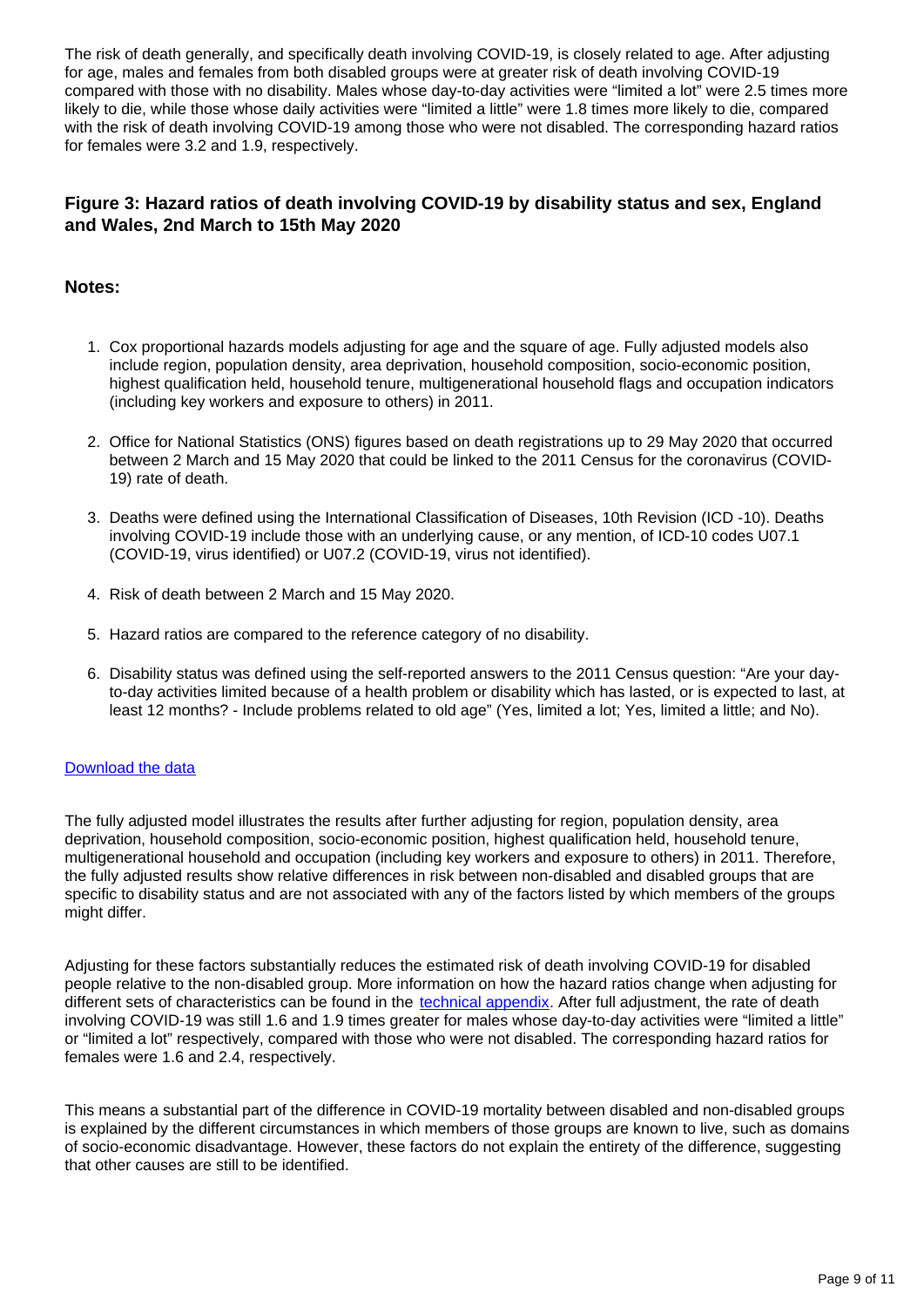The risk of death generally, and specifically death involving COVID-19, is closely related to age. After adjusting for age, males and females from both disabled groups were at greater risk of death involving COVID-19 compared with those with no disability. Males whose day-to-day activities were "limited a lot" were 2.5 times more likely to die, while those whose daily activities were "limited a little" were 1.8 times more likely to die, compared with the risk of death involving COVID-19 among those who were not disabled. The corresponding hazard ratios for females were 3.2 and 1.9, respectively.

### Figure 3: Hazard ratios of death involving COVID-19 by disability status and sex, England and Wales, 2nd March to 15th May 2020

### Notes:

1. Cox proportional hazards models adjusting for age and the square of age. Fully adjusted models also include region, population density, area deprivation, household composition, socio-economic position, highest qualification held, household tenure, multigenerational household flags and occupation indicators (including key workers and exposure to others) in 2011.
2. Office for National Statistics (ONS) figures based on death registrations up to 29 May 2020 that occurred between 2 March and 15 May 2020 that could be linked to the 2011 Census for the coronavirus (COVID-19) rate of death.
3. Deaths were defined using the International Classification of Diseases, 10th Revision (ICD -10). Deaths involving COVID-19 include those with an underlying cause, or any mention, of ICD-10 codes U07.1 (COVID-19, virus identified) or U07.2 (COVID-19, virus not identified).
4. Risk of death between 2 March and 15 May 2020.
5. Hazard ratios are compared to the reference category of no disability.
6. Disability status was defined using the self-reported answers to the 2011 Census question: "Are your day-to-day activities limited because of a health problem or disability which has lasted, or is expected to last, at least 12 months? - Include problems related to old age" (Yes, limited a lot; Yes, limited a little; and No).

Download the data

The fully adjusted model illustrates the results after further adjusting for region, population density, area deprivation, household composition, socio-economic position, highest qualification held, household tenure, multigenerational household and occupation (including key workers and exposure to others) in 2011. Therefore, the fully adjusted results show relative differences in risk between non-disabled and disabled groups that are specific to disability status and are not associated with any of the factors listed by which members of the groups might differ.

Adjusting for these factors substantially reduces the estimated risk of death involving COVID-19 for disabled people relative to the non-disabled group. More information on how the hazard ratios change when adjusting for different sets of characteristics can be found in the technical appendix. After full adjustment, the rate of death involving COVID-19 was still 1.6 and 1.9 times greater for males whose day-to-day activities were "limited a little" or "limited a lot" respectively, compared with those who were not disabled. The corresponding hazard ratios for females were 1.6 and 2.4, respectively.

This means a substantial part of the difference in COVID-19 mortality between disabled and non-disabled groups is explained by the different circumstances in which members of those groups are known to live, such as domains of socio-economic disadvantage. However, these factors do not explain the entirety of the difference, suggesting that other causes are still to be identified.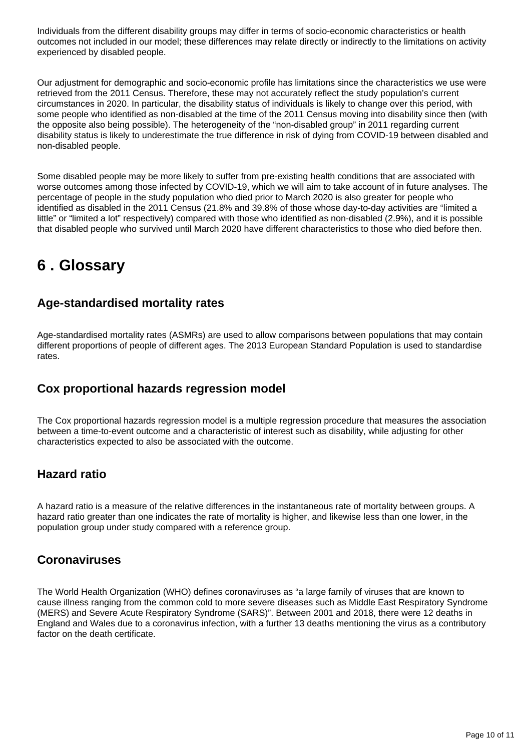Individuals from the different disability groups may differ in terms of socio-economic characteristics or health outcomes not included in our model; these differences may relate directly or indirectly to the limitations on activity experienced by disabled people.

Our adjustment for demographic and socio-economic profile has limitations since the characteristics we use were retrieved from the 2011 Census. Therefore, these may not accurately reflect the study population's current circumstances in 2020. In particular, the disability status of individuals is likely to change over this period, with some people who identified as non-disabled at the time of the 2011 Census moving into disability since then (with the opposite also being possible). The heterogeneity of the "non-disabled group" in 2011 regarding current disability status is likely to underestimate the true difference in risk of dying from COVID-19 between disabled and non-disabled people.

Some disabled people may be more likely to suffer from pre-existing health conditions that are associated with worse outcomes among those infected by COVID-19, which we will aim to take account of in future analyses. The percentage of people in the study population who died prior to March 2020 is also greater for people who identified as disabled in the 2011 Census (21.8% and 39.8% of those whose day-to-day activities are "limited a little" or "limited a lot" respectively) compared with those who identified as non-disabled (2.9%), and it is possible that disabled people who survived until March 2020 have different characteristics to those who died before then.

# 6 . Glossary

## Age-standardised mortality rates

Age-standardised mortality rates (ASMRs) are used to allow comparisons between populations that may contain different proportions of people of different ages. The 2013 European Standard Population is used to standardise rates.

## Cox proportional hazards regression model

The Cox proportional hazards regression model is a multiple regression procedure that measures the association between a time-to-event outcome and a characteristic of interest such as disability, while adjusting for other characteristics expected to also be associated with the outcome.

## Hazard ratio

A hazard ratio is a measure of the relative differences in the instantaneous rate of mortality between groups. A hazard ratio greater than one indicates the rate of mortality is higher, and likewise less than one lower, in the population group under study compared with a reference group.

## Coronaviruses

The World Health Organization (WHO) defines coronaviruses as "a large family of viruses that are known to cause illness ranging from the common cold to more severe diseases such as Middle East Respiratory Syndrome (MERS) and Severe Acute Respiratory Syndrome (SARS)". Between 2001 and 2018, there were 12 deaths in England and Wales due to a coronavirus infection, with a further 13 deaths mentioning the virus as a contributory factor on the death certificate.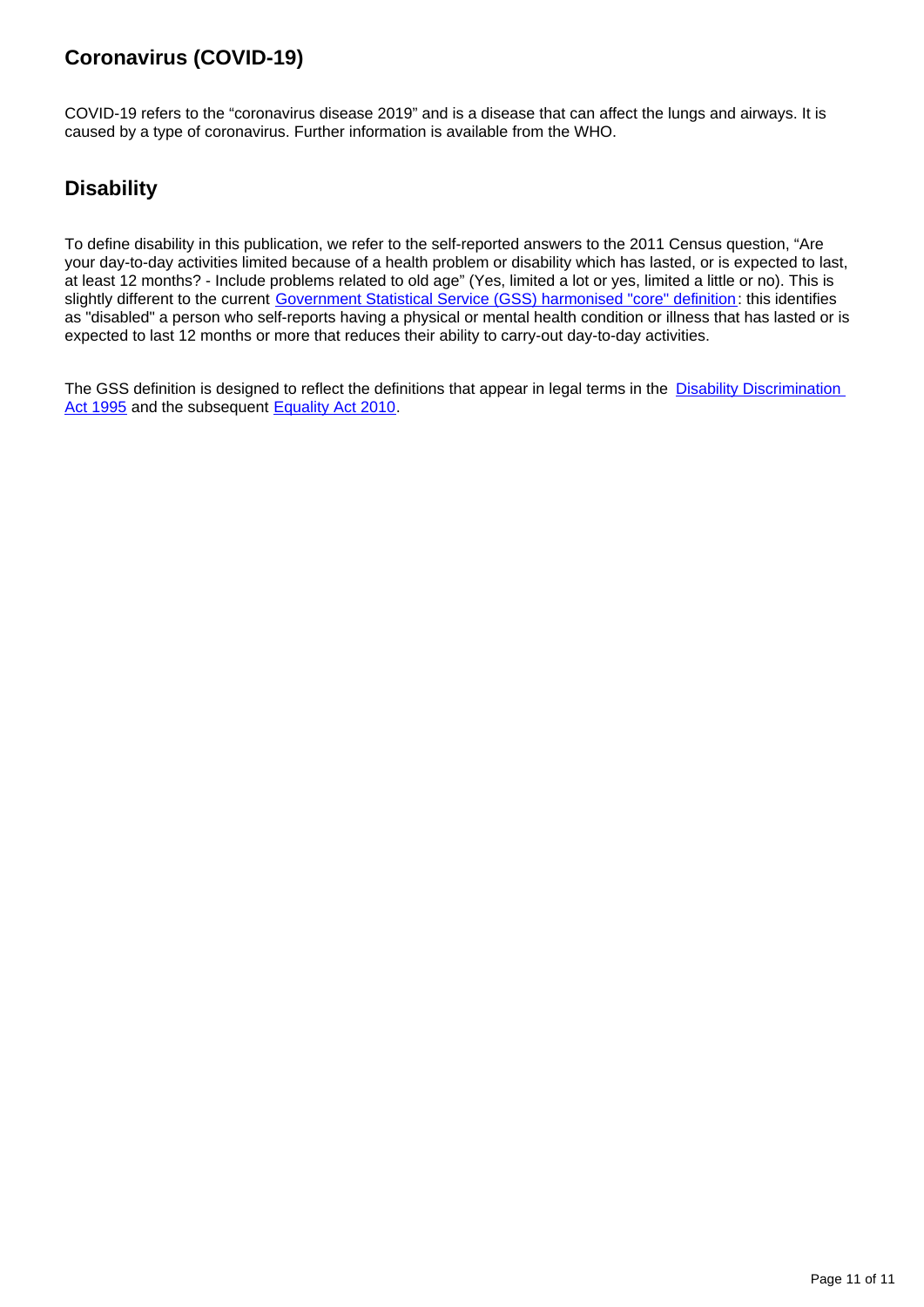## Coronavirus (COVID-19)

COVID-19 refers to the "coronavirus disease 2019" and is a disease that can affect the lungs and airways. It is caused by a type of coronavirus. Further information is available from the WHO.

## Disability

To define disability in this publication, we refer to the self-reported answers to the 2011 Census question, "Are your day-to-day activities limited because of a health problem or disability which has lasted, or is expected to last, at least 12 months? - Include problems related to old age" (Yes, limited a lot or yes, limited a little or no). This is slightly different to the current Government Statistical Service (GSS) harmonised "core" definition: this identifies as "disabled" a person who self-reports having a physical or mental health condition or illness that has lasted or is expected to last 12 months or more that reduces their ability to carry-out day-to-day activities.

The GSS definition is designed to reflect the definitions that appear in legal terms in the Disability Discrimination Act 1995 and the subsequent Equality Act 2010.